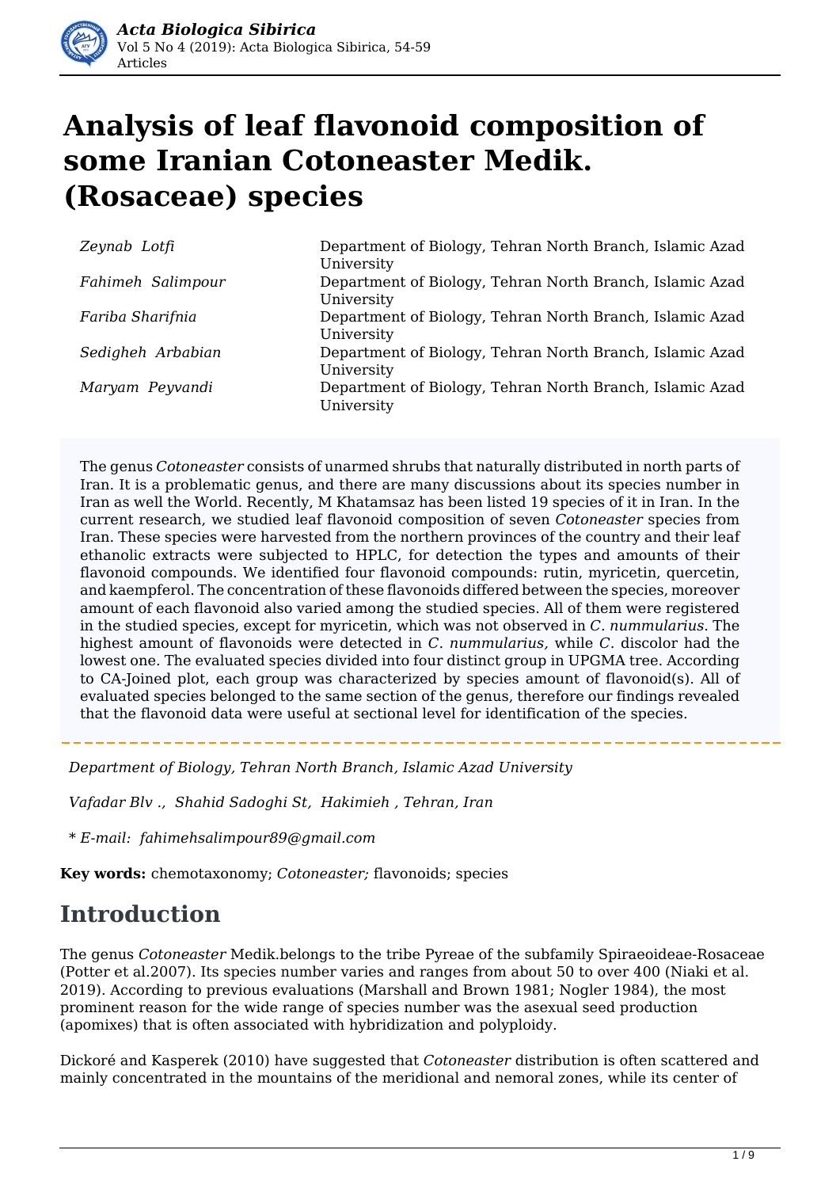# Analysis of leaf flavonoid composition of some Iranian Cotoneaster Medik. (Rosaceae) species

| | |
|---|---|
| *Zeynab Lotfi* | Department of Biology, Tehran North Branch, Islamic Azad University |
| *Fahimeh Salimpour* | Department of Biology, Tehran North Branch, Islamic Azad University |
| *Fariba Sharifnia* | Department of Biology, Tehran North Branch, Islamic Azad University |
| *Sedigheh Arbabian* | Department of Biology, Tehran North Branch, Islamic Azad University |
| *Maryam Peyvandi* | Department of Biology, Tehran North Branch, Islamic Azad University |

The genus *Cotoneaster* consists of unarmed shrubs that naturally distributed in north parts of Iran. It is a problematic genus, and there are many discussions about its species number in Iran as well the World. Recently, M Khatamsaz has been listed 19 species of it in Iran. In the current research, we studied leaf flavonoid composition of seven *Cotoneaster* species from Iran. These species were harvested from the northern provinces of the country and their leaf ethanolic extracts were subjected to HPLC, for detection the types and amounts of their flavonoid compounds. We identified four flavonoid compounds: rutin, myricetin, quercetin, and kaempferol. The concentration of these flavonoids differed between the species, moreover amount of each flavonoid also varied among the studied species. All of them were registered in the studied species, except for myricetin, which was not observed in *C. nummularius*. The highest amount of flavonoids were detected in *C. nummularius,* while *C.* discolor had the lowest one. The evaluated species divided into four distinct group in UPGMA tree. According to CA-Joined plot, each group was characterized by species amount of flavonoid(s). All of evaluated species belonged to the same section of the genus, therefore our findings revealed that the flavonoid data were useful at sectional level for identification of the species.

*Department of Biology, Tehran North Branch, Islamic Azad University*

*Vafadar Blv ., Shahid Sadoghi St, Hakimieh , Tehran, Iran*

*\* E-mail: fahimehsalimpour89@gmail.com*

**Key words:** chemotaxonomy; *Cotoneaster;* flavonoids; species

## Introduction

The genus *Cotoneaster* Medik.belongs to the tribe Pyreae of the subfamily Spiraeoideae-Rosaceae (Potter et al.2007). Its species number varies and ranges from about 50 to over 400 (Niaki et al. 2019). According to previous evaluations (Marshall and Brown 1981; Nogler 1984), the most prominent reason for the wide range of species number was the asexual seed production (apomixes) that is often associated with hybridization and polyploidy.

Dickoré and Kasperek (2010) have suggested that *Cotoneaster* distribution is often scattered and mainly concentrated in the mountains of the meridional and nemoral zones, while its center of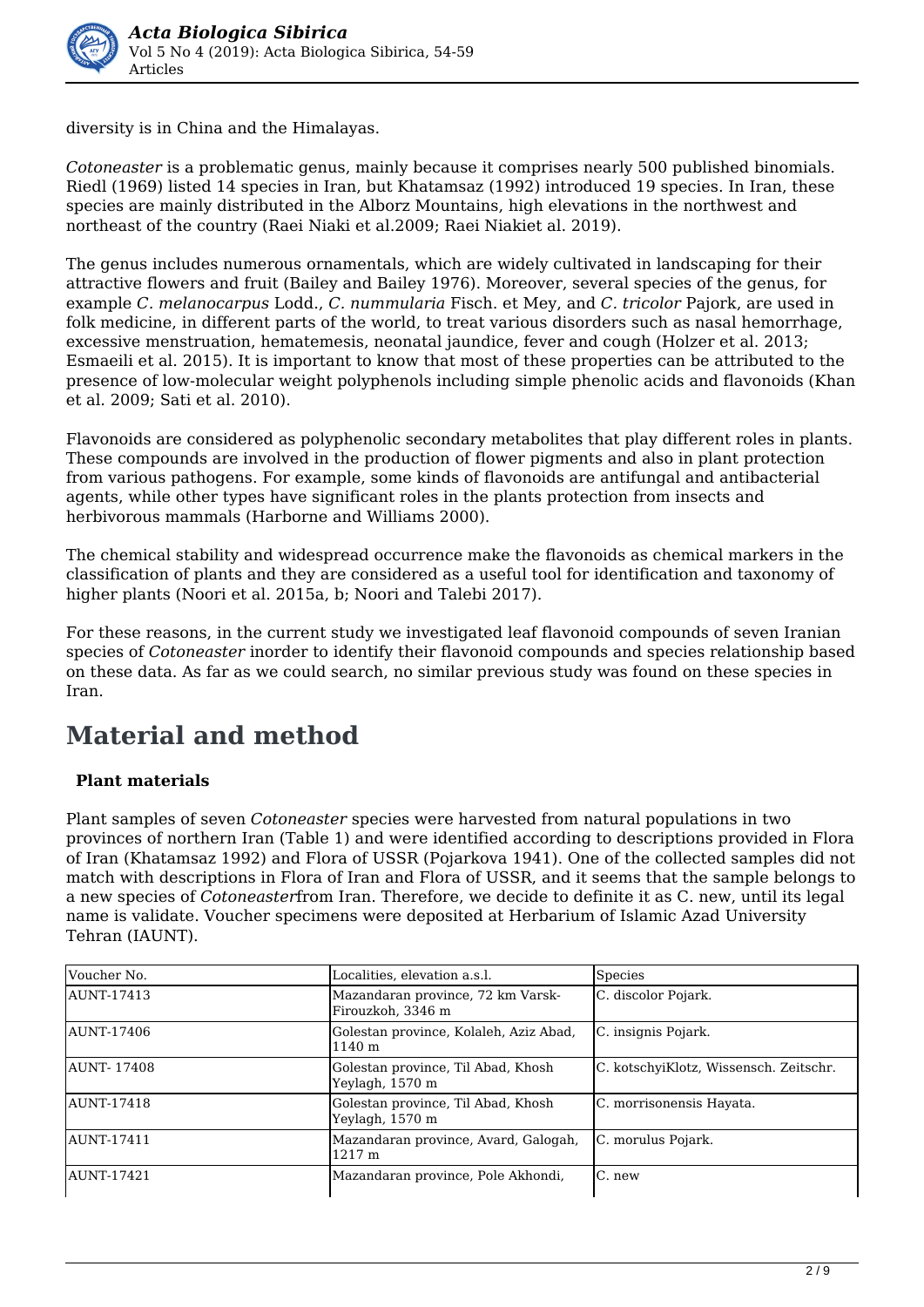diversity is in China and the Himalayas.

*Cotoneaster* is a problematic genus, mainly because it comprises nearly 500 published binomials. Riedl (1969) listed 14 species in Iran, but Khatamsaz (1992) introduced 19 species. In Iran, these species are mainly distributed in the Alborz Mountains, high elevations in the northwest and northeast of the country (Raei Niaki et al.2009; Raei Niakiet al. 2019).

The genus includes numerous ornamentals, which are widely cultivated in landscaping for their attractive flowers and fruit (Bailey and Bailey 1976). Moreover, several species of the genus, for example *C. melanocarpus* Lodd., *C. nummularia* Fisch. et Mey, and *C. tricolor* Pajork, are used in folk medicine, in different parts of the world, to treat various disorders such as nasal hemorrhage, excessive menstruation, hematemesis, neonatal jaundice, fever and cough (Holzer et al. 2013; Esmaeili et al. 2015). It is important to know that most of these properties can be attributed to the presence of low-molecular weight polyphenols including simple phenolic acids and flavonoids (Khan et al. 2009; Sati et al. 2010).

Flavonoids are considered as polyphenolic secondary metabolites that play different roles in plants. These compounds are involved in the production of flower pigments and also in plant protection from various pathogens. For example, some kinds of flavonoids are antifungal and antibacterial agents, while other types have significant roles in the plants protection from insects and herbivorous mammals (Harborne and Williams 2000).

The chemical stability and widespread occurrence make the flavonoids as chemical markers in the classification of plants and they are considered as a useful tool for identification and taxonomy of higher plants (Noori et al. 2015a, b; Noori and Talebi 2017).

For these reasons, in the current study we investigated leaf flavonoid compounds of seven Iranian species of *Cotoneaster* inorder to identify their flavonoid compounds and species relationship based on these data. As far as we could search, no similar previous study was found on these species in Iran.

# Material and method

### Plant materials

Plant samples of seven *Cotoneaster* species were harvested from natural populations in two provinces of northern Iran (Table 1) and were identified according to descriptions provided in Flora of Iran (Khatamsaz 1992) and Flora of USSR (Pojarkova 1941). One of the collected samples did not match with descriptions in Flora of Iran and Flora of USSR, and it seems that the sample belongs to a new species of *Cotoneaster*from Iran. Therefore, we decide to definite it as C. new, until its legal name is validate. Voucher specimens were deposited at Herbarium of Islamic Azad University Tehran (IAUNT).

| Voucher No. | Localities, elevation a.s.l. | Species |
|---|---|---|
| AUNT-17413 | Mazandaran province, 72 km Varsk-Firouzkoh, 3346 m | C. discolor Pojark. |
| AUNT-17406 | Golestan province, Kolaleh, Aziz Abad, 1140 m | C. insignis Pojark. |
| AUNT- 17408 | Golestan province, Til Abad, Khosh Yeylagh, 1570 m | C. kotschyiKlotz, Wissensch. Zeitschr. |
| AUNT-17418 | Golestan province, Til Abad, Khosh Yeylagh, 1570 m | C. morrisonensis Hayata. |
| AUNT-17411 | Mazandaran province, Avard, Galogah, 1217 m | C. morulus Pojark. |
| AUNT-17421 | Mazandaran province, Pole Akhondi, | C. new |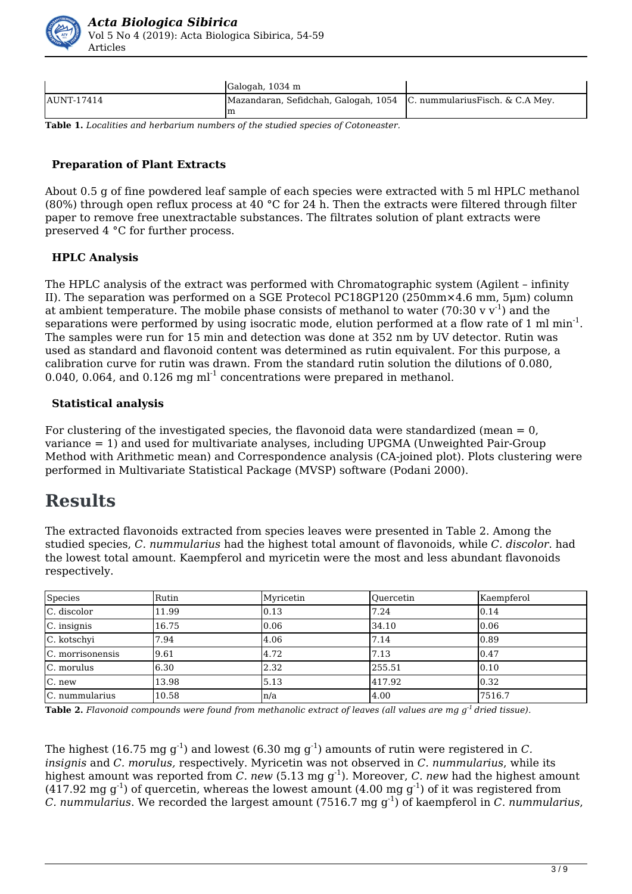|  | Galogah, 1034 m |  |
| --- | --- | --- |
| AUNT-17414 | Mazandaran, Sefidchah, Galogah, 1054 m | C. nummulariusFisch. & C.A Mey. |

**Table 1.** *Localities and herbarium numbers of the studied species of Cotoneaster.*

### Preparation of Plant Extracts

About 0.5 g of fine powdered leaf sample of each species were extracted with 5 ml HPLC methanol (80%) through open reflux process at 40 °C for 24 h. Then the extracts were filtered through filter paper to remove free unextractable substances. The filtrates solution of plant extracts were preserved 4 °C for further process.

### HPLC Analysis

The HPLC analysis of the extract was performed with Chromatographic system (Agilent – infinity II). The separation was performed on a SGE Protecol PC18GP120 (250mm×4.6 mm, 5μm) column at ambient temperature. The mobile phase consists of methanol to water (70:30 v $v^{-1}$) and the separations were performed by using isocratic mode, elution performed at a flow rate of 1 ml $min^{-1}$. The samples were run for 15 min and detection was done at 352 nm by UV detector. Rutin was used as standard and flavonoid content was determined as rutin equivalent. For this purpose, a calibration curve for rutin was drawn. From the standard rutin solution the dilutions of 0.080, 0.040, 0.064, and 0.126 mg $ml^{-1}$ concentrations were prepared in methanol.

### Statistical analysis

For clustering of the investigated species, the flavonoid data were standardized (mean = 0, variance = 1) and used for multivariate analyses, including UPGMA (Unweighted Pair-Group Method with Arithmetic mean) and Correspondence analysis (CA-joined plot). Plots clustering were performed in Multivariate Statistical Package (MVSP) software (Podani 2000).

## Results

The extracted flavonoids extracted from species leaves were presented in Table 2. Among the studied species, *C. nummularius* had the highest total amount of flavonoids, while *C. discolor.* had the lowest total amount. Kaempferol and myricetin were the most and less abundant flavonoids respectively.

| Species | Rutin | Myricetin | Quercetin | Kaempferol |
| --- | --- | --- | --- | --- |
| C. discolor | 11.99 | 0.13 | 7.24 | 0.14 |
| C. insignis | 16.75 | 0.06 | 34.10 | 0.06 |
| C. kotschyi | 7.94 | 4.06 | 7.14 | 0.89 |
| C. morrisonensis | 9.61 | 4.72 | 7.13 | 0.47 |
| C. morulus | 6.30 | 2.32 | 255.51 | 0.10 |
| C. new | 13.98 | 5.13 | 417.92 | 0.32 |
| C. nummularius | 10.58 | n/a | 4.00 | 7516.7 |

**Table 2.** *Flavonoid compounds were found from methanolic extract of leaves (all values are mg $g^{-1}$ dried tissue).*

The highest (16.75 mg $g^{-1}$) and lowest (6.30 mg $g^{-1}$) amounts of rutin were registered in *C. insignis* and *C. morulus,* respectively. Myricetin was not observed in *C. nummularius*, while its highest amount was reported from *C. new* (5.13 mg $g^{-1}$). Moreover, *C. new* had the highest amount (417.92 mg $g^{-1}$) of quercetin, whereas the lowest amount (4.00 mg $g^{-1}$) of it was registered from *C. nummularius*. We recorded the largest amount (7516.7 mg $g^{-1}$) of kaempferol in *C. nummularius*,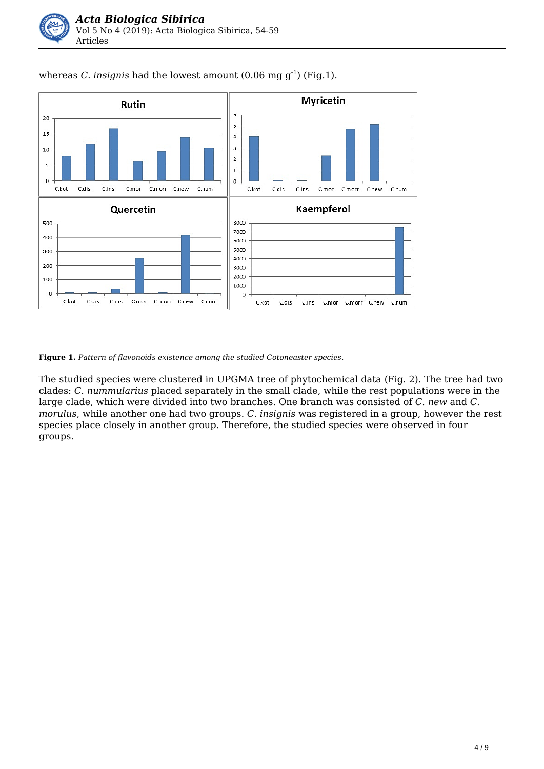whereas *C. insignis* had the lowest amount (0.06 mg g$^{-1}$) (Fig.1).

**Figure 1.** *Pattern of flavonoids existence among the studied Cotoneaster species.*

The studied species were clustered in UPGMA tree of phytochemical data (Fig. 2). The tree had two clades: *C. nummularius* placed separately in the small clade, while the rest populations were in the large clade, which were divided into two branches. One branch was consisted of *C. new* and *C. morulus*, while another one had two groups. *C. insignis* was registered in a group, however the rest species place closely in another group. Therefore, the studied species were observed in four groups.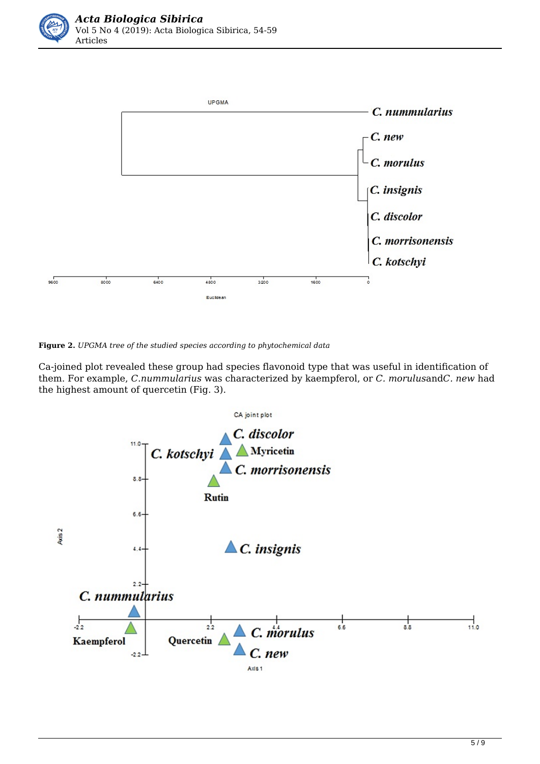**Figure 2.** *UPGMA tree of the studied species according to phytochemical data*

Ca-joined plot revealed these group had species flavonoid type that was useful in identification of them. For example, *C.nummularius* was characterized by kaempferol, or *C. morulus*and*C. new* had the highest amount of quercetin (Fig. 3).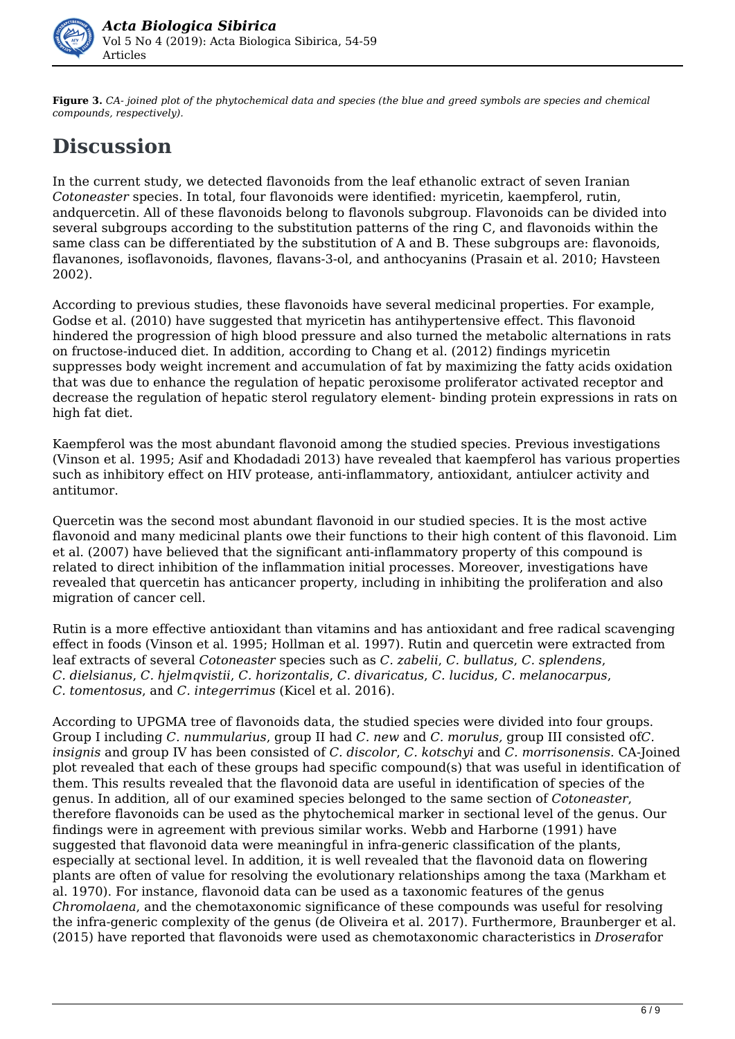**Figure 3.** *CA- joined plot of the phytochemical data and species (the blue and greed symbols are species and chemical compounds, respectively).*

# Discussion

In the current study, we detected flavonoids from the leaf ethanolic extract of seven Iranian *Cotoneaster* species. In total, four flavonoids were identified: myricetin, kaempferol, rutin, andquercetin. All of these flavonoids belong to flavonols subgroup. Flavonoids can be divided into several subgroups according to the substitution patterns of the ring C, and flavonoids within the same class can be differentiated by the substitution of A and B. These subgroups are: flavonoids, flavanones, isoflavonoids, flavones, flavans-3-ol, and anthocyanins (Prasain et al. 2010; Havsteen 2002).

According to previous studies, these flavonoids have several medicinal properties. For example, Godse et al. (2010) have suggested that myricetin has antihypertensive effect. This flavonoid hindered the progression of high blood pressure and also turned the metabolic alternations in rats on fructose-induced diet. In addition, according to Chang et al. (2012) findings myricetin suppresses body weight increment and accumulation of fat by maximizing the fatty acids oxidation that was due to enhance the regulation of hepatic peroxisome proliferator activated receptor and decrease the regulation of hepatic sterol regulatory element- binding protein expressions in rats on high fat diet.

Kaempferol was the most abundant flavonoid among the studied species. Previous investigations (Vinson et al. 1995; Asif and Khodadadi 2013) have revealed that kaempferol has various properties such as inhibitory effect on HIV protease, anti-inflammatory, antioxidant, antiulcer activity and antitumor.

Quercetin was the second most abundant flavonoid in our studied species. It is the most active flavonoid and many medicinal plants owe their functions to their high content of this flavonoid. Lim et al. (2007) have believed that the significant anti-inflammatory property of this compound is related to direct inhibition of the inflammation initial processes. Moreover, investigations have revealed that quercetin has anticancer property, including in inhibiting the proliferation and also migration of cancer cell.

Rutin is a more effective antioxidant than vitamins and has antioxidant and free radical scavenging effect in foods (Vinson et al. 1995; Hollman et al. 1997). Rutin and quercetin were extracted from leaf extracts of several *Cotoneaster* species such as *C. zabelii*, *C. bullatus*, *C. splendens*, *C. dielsianus*, *C. hjelmqvistii*, *C. horizontalis*, *C. divaricatus*, *C. lucidus*, *C. melanocarpus*, *C. tomentosus*, and *C. integerrimus* (Kicel et al. 2016).

According to UPGMA tree of flavonoids data, the studied species were divided into four groups. Group I including *C. nummularius*, group II had *C. new* and *C. morulus,* group III consisted of*C. insignis* and group IV has been consisted of *C. discolor*, *C. kotschyi* and *C. morrisonensis.* CA-Joined plot revealed that each of these groups had specific compound(s) that was useful in identification of them. This results revealed that the flavonoid data are useful in identification of species of the genus. In addition, all of our examined species belonged to the same section of *Cotoneaster*, therefore flavonoids can be used as the phytochemical marker in sectional level of the genus. Our findings were in agreement with previous similar works. Webb and Harborne (1991) have suggested that flavonoid data were meaningful in infra-generic classification of the plants, especially at sectional level. In addition, it is well revealed that the flavonoid data on flowering plants are often of value for resolving the evolutionary relationships among the taxa (Markham et al. 1970). For instance, flavonoid data can be used as a taxonomic features of the genus *Chromolaena*, and the chemotaxonomic significance of these compounds was useful for resolving the infra-generic complexity of the genus (de Oliveira et al. 2017). Furthermore, Braunberger et al. (2015) have reported that flavonoids were used as chemotaxonomic characteristics in *Drosera*for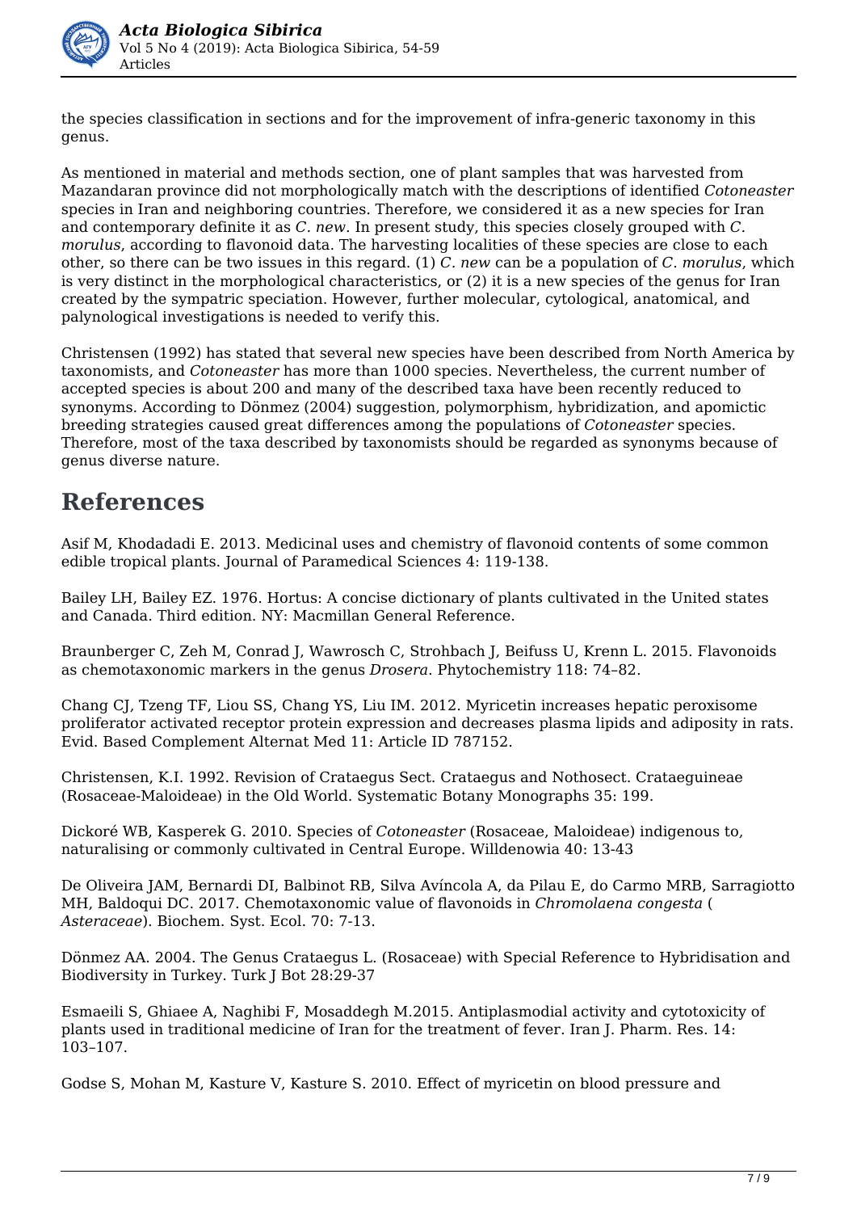the species classification in sections and for the improvement of infra-generic taxonomy in this genus.

As mentioned in material and methods section, one of plant samples that was harvested from Mazandaran province did not morphologically match with the descriptions of identified *Cotoneaster* species in Iran and neighboring countries. Therefore, we considered it as a new species for Iran and contemporary definite it as *C. new*. In present study, this species closely grouped with *C. morulus*, according to flavonoid data. The harvesting localities of these species are close to each other, so there can be two issues in this regard. (1) *C. new* can be a population of *C. morulus*, which is very distinct in the morphological characteristics, or (2) it is a new species of the genus for Iran created by the sympatric speciation. However, further molecular, cytological, anatomical, and palynological investigations is needed to verify this.

Christensen (1992) has stated that several new species have been described from North America by taxonomists, and *Cotoneaster* has more than 1000 species. Nevertheless, the current number of accepted species is about 200 and many of the described taxa have been recently reduced to synonyms. According to Dönmez (2004) suggestion, polymorphism, hybridization, and apomictic breeding strategies caused great differences among the populations of *Cotoneaster* species. Therefore, most of the taxa described by taxonomists should be regarded as synonyms because of genus diverse nature.

## References

Asif M, Khodadadi E. 2013. Medicinal uses and chemistry of flavonoid contents of some common edible tropical plants. Journal of Paramedical Sciences 4: 119-138.

Bailey LH, Bailey EZ. 1976. Hortus: A concise dictionary of plants cultivated in the United states and Canada. Third edition. NY: Macmillan General Reference.

Braunberger C, Zeh M, Conrad J, Wawrosch C, Strohbach J, Beifuss U, Krenn L. 2015. Flavonoids as chemotaxonomic markers in the genus *Drosera*. Phytochemistry 118: 74–82.

Chang CJ, Tzeng TF, Liou SS, Chang YS, Liu IM. 2012. Myricetin increases hepatic peroxisome proliferator activated receptor protein expression and decreases plasma lipids and adiposity in rats. Evid. Based Complement Alternat Med 11: Article ID 787152.

Christensen, K.I. 1992. Revision of Crataegus Sect. Crataegus and Nothosect. Crataeguineae (Rosaceae-Maloideae) in the Old World. Systematic Botany Monographs 35: 199.

Dickoré WB, Kasperek G. 2010. Species of *Cotoneaster* (Rosaceae, Maloideae) indigenous to, naturalising or commonly cultivated in Central Europe. Willdenowia 40: 13-43

De Oliveira JAM, Bernardi DI, Balbinot RB, Silva Avíncola A, da Pilau E, do Carmo MRB, Sarragiotto MH, Baldoqui DC. 2017. Chemotaxonomic value of flavonoids in *Chromolaena congesta* ( *Asteraceae*). Biochem. Syst. Ecol. 70: 7-13.

Dönmez AA. 2004. The Genus Crataegus L. (Rosaceae) with Special Reference to Hybridisation and Biodiversity in Turkey. Turk J Bot 28:29-37

Esmaeili S, Ghiaee A, Naghibi F, Mosaddegh M.2015. Antiplasmodial activity and cytotoxicity of plants used in traditional medicine of Iran for the treatment of fever. Iran J. Pharm. Res. 14: 103–107.

Godse S, Mohan M, Kasture V, Kasture S. 2010. Effect of myricetin on blood pressure and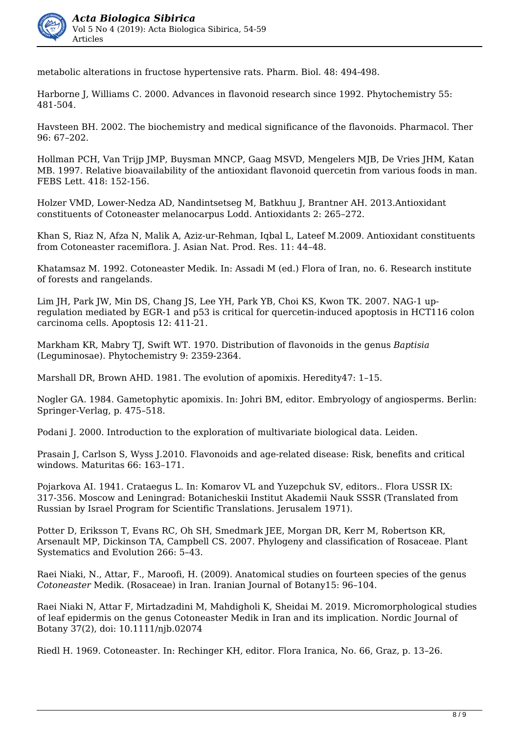metabolic alterations in fructose hypertensive rats. Pharm. Biol. 48: 494-498.

Harborne J, Williams C. 2000. Advances in flavonoid research since 1992. Phytochemistry 55: 481-504.

Havsteen BH. 2002. The biochemistry and medical significance of the flavonoids. Pharmacol. Ther 96: 67–202.

Hollman PCH, Van Trijp JMP, Buysman MNCP, Gaag MSVD, Mengelers MJB, De Vries JHM, Katan MB. 1997. Relative bioavailability of the antioxidant flavonoid quercetin from various foods in man. FEBS Lett. 418: 152-156.

Holzer VMD, Lower-Nedza AD, Nandintsetseg M, Batkhuu J, Brantner AH. 2013.Antioxidant constituents of Cotoneaster melanocarpus Lodd. Antioxidants 2: 265–272.

Khan S, Riaz N, Afza N, Malik A, Aziz-ur-Rehman, Iqbal L, Lateef M.2009. Antioxidant constituents from Cotoneaster racemiflora. J. Asian Nat. Prod. Res. 11: 44–48.

Khatamsaz M. 1992. Cotoneaster Medik. In: Assadi M (ed.) Flora of Iran, no. 6. Research institute of forests and rangelands.

Lim JH, Park JW, Min DS, Chang JS, Lee YH, Park YB, Choi KS, Kwon TK. 2007. NAG-1 up-regulation mediated by EGR-1 and p53 is critical for quercetin-induced apoptosis in HCT116 colon carcinoma cells. Apoptosis 12: 411-21.

Markham KR, Mabry TJ, Swift WT. 1970. Distribution of flavonoids in the genus *Baptisia* (Leguminosae). Phytochemistry 9: 2359-2364.

Marshall DR, Brown AHD. 1981. The evolution of apomixis. Heredity47: 1–15.

Nogler GA. 1984. Gametophytic apomixis. In: Johri BM, editor. Embryology of angiosperms. Berlin: Springer-Verlag, p. 475–518.

Podani J. 2000. Introduction to the exploration of multivariate biological data. Leiden.

Prasain J, Carlson S, Wyss J.2010. Flavonoids and age-related disease: Risk, benefits and critical windows. Maturitas 66: 163–171.

Pojarkova AI. 1941. Crataegus L. In: Komarov VL and Yuzepchuk SV, editors.. Flora USSR IX: 317-356. Moscow and Leningrad: Botanicheskii Institut Akademii Nauk SSSR (Translated from Russian by Israel Program for Scientific Translations. Jerusalem 1971).

Potter D, Eriksson T, Evans RC, Oh SH, Smedmark JEE, Morgan DR, Kerr M, Robertson KR, Arsenault MP, Dickinson TA, Campbell CS. 2007. Phylogeny and classification of Rosaceae. Plant Systematics and Evolution 266: 5–43.

Raei Niaki, N., Attar, F., Maroofi, H. (2009). Anatomical studies on fourteen species of the genus *Cotoneaster* Medik. (Rosaceae) in Iran. Iranian Journal of Botany15: 96–104.

Raei Niaki N, Attar F, Mirtadzadini M, Mahdigholi K, Sheidai M. 2019. Micromorphological studies of leaf epidermis on the genus Cotoneaster Medik in Iran and its implication. Nordic Journal of Botany 37(2), doi: 10.1111/njb.02074

Riedl H. 1969. Cotoneaster. In: Rechinger KH, editor. Flora Iranica, No. 66, Graz, p. 13–26.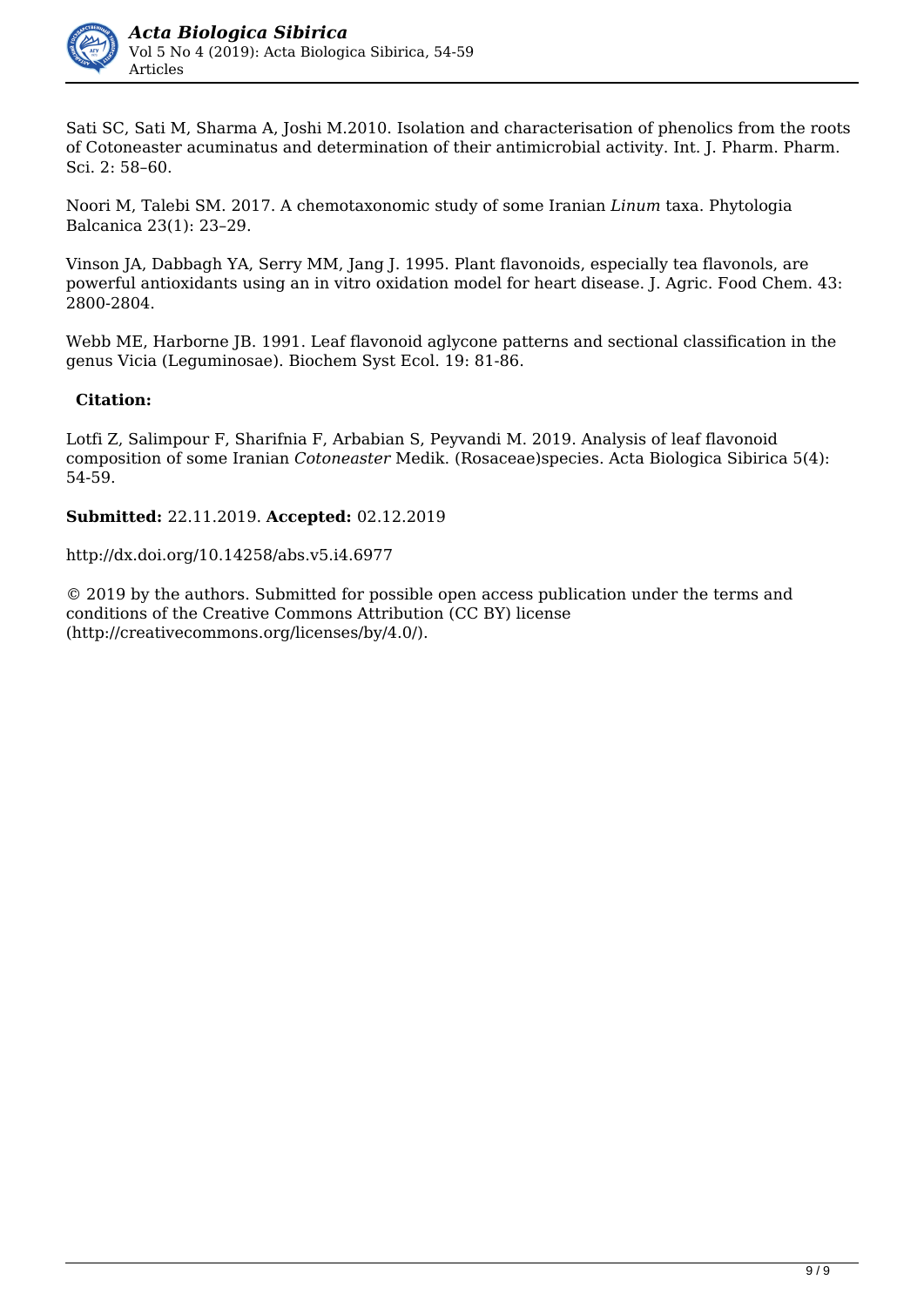Sati SC, Sati M, Sharma A, Joshi M.2010. Isolation and characterisation of phenolics from the roots of Cotoneaster acuminatus and determination of their antimicrobial activity. Int. J. Pharm. Pharm. Sci. 2: 58–60.

Noori M, Talebi SM. 2017. A chemotaxonomic study of some Iranian *Linum* taxa. Phytologia Balcanica 23(1): 23–29.

Vinson JA, Dabbagh YA, Serry MM, Jang J. 1995. Plant flavonoids, especially tea flavonols, are powerful antioxidants using an in vitro oxidation model for heart disease. J. Agric. Food Chem. 43: 2800-2804.

Webb ME, Harborne JB. 1991. Leaf flavonoid aglycone patterns and sectional classification in the genus Vicia (Leguminosae). Biochem Syst Ecol. 19: 81-86.

**Citation:**

Lotfi Z, Salimpour F, Sharifnia F, Arbabian S, Peyvandi M. 2019. Analysis of leaf flavonoid composition of some Iranian *Cotoneaster* Medik. (Rosaceae)species. Acta Biologica Sibirica 5(4): 54-59.

**Submitted:** 22.11.2019. **Accepted:** 02.12.2019

http://dx.doi.org/10.14258/abs.v5.i4.6977

© 2019 by the authors. Submitted for possible open access publication under the terms and conditions of the Creative Commons Attribution (CC BY) license (http://creativecommons.org/licenses/by/4.0/).